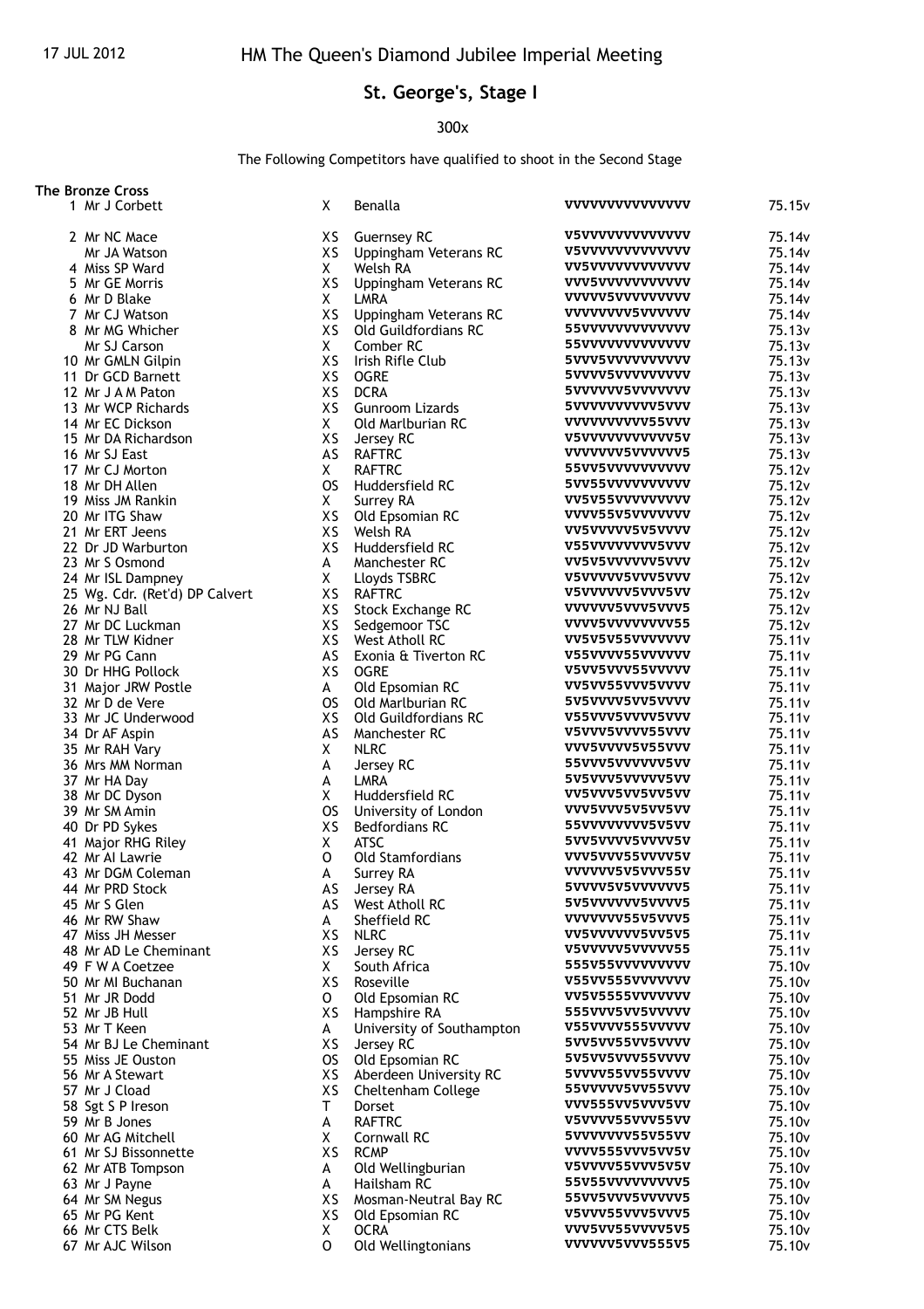17 JUL 2012

# HM The Queen's Diamond Jubilee Imperial Meeting

## St. George's, Stage I

300x

The Following Competitors have qualified to shoot in the Second Stage

**The Bronze Cross**

| Pos | Name | Class | Club | Shots | Score |
|---|---|---|---|---|---|
| 1 | Mr J Corbett | X | Benalla | VVVVVVVVVVVVVVV | 75.15v |
| 2 | Mr NC Mace | XS | Guernsey RC | V5VVVVVVVVVVVVV | 75.14v |
| | Mr JA Watson | XS | Uppingham Veterans RC | V5VVVVVVVVVVVVV | 75.14v |
| 4 | Miss SP Ward | X | Welsh RA | VV5VVVVVVVVVVVV | 75.14v |
| 5 | Mr GE Morris | XS | Uppingham Veterans RC | VVV5VVVVVVVVVVV | 75.14v |
| 6 | Mr D Blake | X | LMRA | VVVVV5VVVVVVVVV | 75.14v |
| 7 | Mr CJ Watson | XS | Uppingham Veterans RC | VVVVVVVV5VVVVVV | 75.14v |
| 8 | Mr MG Whicher | XS | Old Guildfordians RC | 55VVVVVVVVVVVVV | 75.13v |
| | Mr SJ Carson | X | Comber RC | 55VVVVVVVVVVVVV | 75.13v |
| 10 | Mr GMLN Gilpin | XS | Irish Rifle Club | 5VVV5VVVVVVVVVV | 75.13v |
| 11 | Dr GCD Barnett | XS | OGRE | 5VVVV5VVVVVVVVV | 75.13v |
| 12 | Mr J A M Paton | XS | DCRA | 5VVVVVV5VVVVVVV | 75.13v |
| 13 | Mr WCP Richards | XS | Gunroom Lizards | 5VVVVVVVVVV5VVV | 75.13v |
| 14 | Mr EC Dickson | X | Old Marlburian RC | VVVVVVVVVV55VVV | 75.13v |
| 15 | Mr DA Richardson | XS | Jersey RC | V5VVVVVVVVVVV5V | 75.13v |
| 16 | Mr SJ East | AS | RAFTRC | VVVVVVV5VVVVVV5 | 75.13v |
| 17 | Mr CJ Morton | X | RAFTRC | 55VV5VVVVVVVVVV | 75.12v |
| 18 | Mr DH Allen | OS | Huddersfield RC | 5VV55VVVVVVVVVV | 75.12v |
| 19 | Miss JM Rankin | X | Surrey RA | VV5V55VVVVVVVVV | 75.12v |
| 20 | Mr ITG Shaw | XS | Old Epsomian RC | VVVV55V5VVVVVVV | 75.12v |
| 21 | Mr ERT Jeens | XS | Welsh RA | VV5VVVVV5V5VVVV | 75.12v |
| 22 | Dr JD Warburton | XS | Huddersfield RC | V55VVVVVVVVV5VV | 75.12v |
| 23 | Mr S Osmond | A | Manchester RC | VV5V5VVVVVV5VVV | 75.12v |
| 24 | Mr ISL Dampney | X | Lloyds TSBRC | V5VVVVV5VVV5VVV | 75.12v |
| 25 | Wg. Cdr. (Ret'd) DP Calvert | XS | RAFTRC | V5VVVVVV5VVV5VV | 75.12v |
| 26 | Mr NJ Ball | XS | Stock Exchange RC | VVVVVV5VVVV5VV5 | 75.12v |
| 27 | Mr DC Luckman | XS | Sedgemoor TSC | VVVV5VVVVVVVV55 | 75.12v |
| 28 | Mr TLW Kidner | XS | West Atholl RC | VV5V5V55VVVVVVV | 75.11v |
| 29 | Mr PG Cann | AS | Exonia & Tiverton RC | V55VVVV55VVVVVV | 75.11v |
| 30 | Dr HHG Pollock | XS | OGRE | V5VV5VVV55VVVVV | 75.11v |
| 31 | Major JRW Postle | A | Old Epsomian RC | VV5VV55VVV5VVVV | 75.11v |
| 32 | Mr D de Vere | OS | Old Marlburian RC | 5V5VVVV5VV5VVVV | 75.11v |
| 33 | Mr JC Underwood | XS | Old Guildfordians RC | V55VVV5VVVV5VVV | 75.11v |
| 34 | Dr AF Aspin | AS | Manchester RC | V5VVV5VVVV55VVV | 75.11v |
| 35 | Mr RAH Vary | X | NLRC | VVV5VVVV5V55VVV | 75.11v |
| 36 | Mrs MM Norman | A | Jersey RC | 55VVV5VVVVVV5VV | 75.11v |
| 37 | Mr HA Day | A | LMRA | 5V5VVV5VVVVV5VV | 75.11v |
| 38 | Mr DC Dyson | X | Huddersfield RC | VV5VVV5VV5VV5VV | 75.11v |
| 39 | Mr SM Amin | OS | University of London | VVV5VVV5V5VV5VV | 75.11v |
| 40 | Dr PD Sykes | XS | Bedfordians RC | 55VVVVVVVV5V5VV | 75.11v |
| 41 | Major RHG Riley | X | ATSC | 5VV5VVVV5VVVV5V | 75.11v |
| 42 | Mr AI Lawrie | O | Old Stamfordians | VVV5VVV55VVVV5V | 75.11v |
| 43 | Mr DGM Coleman | A | Surrey RA | VVVVVV5V5VVV55V | 75.11v |
| 44 | Mr PRD Stock | AS | Jersey RA | 5VVVV5V5VVVVVV5 | 75.11v |
| 45 | Mr S Glen | AS | West Atholl RC | 5V5VVVVVV5VVVV5 | 75.11v |
| 46 | Mr RW Shaw | A | Sheffield RC | VVVVVVV55V5VVV5 | 75.11v |
| 47 | Miss JH Messer | XS | NLRC | VV5VVVVVV5VV5V5 | 75.11v |
| 48 | Mr AD Le Cheminant | XS | Jersey RC | V5VVVVV5VVVVV55 | 75.11v |
| 49 | F W A Coetzee | X | South Africa | 555V55VVVVVVVVV | 75.10v |
| 50 | Mr MI Buchanan | XS | Roseville | V55VV555VVVVVVV | 75.10v |
| 51 | Mr JR Dodd | O | Old Epsomian RC | VV5V5555VVVVVVV | 75.10v |
| 52 | Mr JB Hull | XS | Hampshire RA | 555VVV5VV5VVVVV | 75.10v |
| 53 | Mr T Keen | A | University of Southampton | V55VVVV555VVVVV | 75.10v |
| 54 | Mr BJ Le Cheminant | XS | Jersey RC | 5VV5VV55VV5VVVV | 75.10v |
| 55 | Miss JE Ouston | OS | Old Epsomian RC | 5V5VV5VVV55VVVV | 75.10v |
| 56 | Mr A Stewart | XS | Aberdeen University RC | 5VVVV55VV55VVVV | 75.10v |
| 57 | Mr J Cload | XS | Cheltenham College | 55VVVVV5VV55VVV | 75.10v |
| 58 | Sgt S P Ireson | T | Dorset | VVV555VV5VVV5VV | 75.10v |
| 59 | Mr B Jones | A | RAFTRC | V5VVVV55VVV55VV | 75.10v |
| 60 | Mr AG Mitchell | X | Cornwall RC | 5VVVVVVV55V55VV | 75.10v |
| 61 | Mr SJ Bissonnette | XS | RCMP | VVVV555VVV5VV5V | 75.10v |
| 62 | Mr ATB Tompson | A | Old Wellingburian | V5VVVV55VVV5V5V | 75.10v |
| 63 | Mr J Payne | A | Hailsham RC | 55V55VVVVVVVVV5 | 75.10v |
| 64 | Mr SM Negus | XS | Mosman-Neutral Bay RC | 55VV5VVV5VVVVV5 | 75.10v |
| 65 | Mr PG Kent | XS | Old Epsomian RC | V5VVV55VVV5VVV5 | 75.10v |
| 66 | Mr CTS Belk | X | OCRA | VVV5VV55VVVV5V5 | 75.10v |
| 67 | Mr AJC Wilson | O | Old Wellingtonians | VVVVVV5VVV555V5 | 75.10v |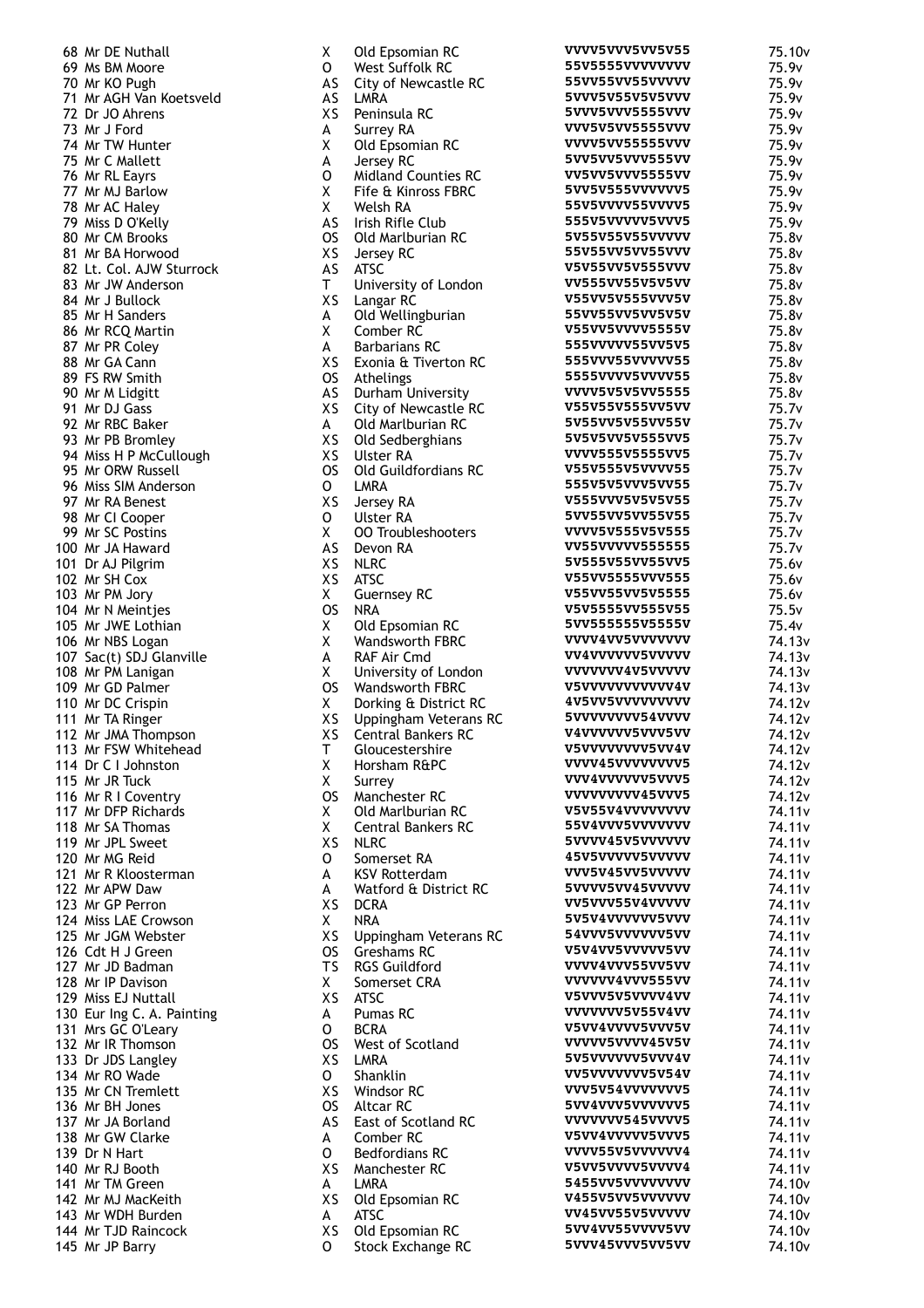| | | | | | |
|---|---|---|---|---|---|
| 68 | Mr DE Nuthall | X | Old Epsomian RC | VVVV5VVV5VV5V55 | 75.10v |
| 69 | Ms BM Moore | O | West Suffolk RC | 55V5555VVVVVVVV | 75.9v |
| 70 | Mr KO Pugh | AS | City of Newcastle RC | 55VV55VV55VVVVV | 75.9v |
| 71 | Mr AGH Van Koetsveld | AS | LMRA | 5VVV5V55V5V5VVV | 75.9v |
| 72 | Dr JO Ahrens | XS | Peninsula RC | 5VVV5VVV5555VVV | 75.9v |
| 73 | Mr J Ford | A | Surrey RA | VVV5V5VV5555VVV | 75.9v |
| 74 | Mr TW Hunter | X | Old Epsomian RC | VVVV5VV55555VVV | 75.9v |
| 75 | Mr C Mallett | A | Jersey RC | 5VV5VV5VVV555VV | 75.9v |
| 76 | Mr RL Eayrs | O | Midland Counties RC | VV5VV5VVV5555VV | 75.9v |
| 77 | Mr MJ Barlow | X | Fife & Kinross FBRC | 5VV5V555VVVVVV5 | 75.9v |
| 78 | Mr AC Haley | X | Welsh RA | 55V5VVVV55VVVV5 | 75.9v |
| 79 | Miss D O'Kelly | AS | Irish Rifle Club | 555V5VVVVV5VVV5 | 75.9v |
| 80 | Mr CM Brooks | OS | Old Marlburian RC | 5V55V55V55VVVVV | 75.8v |
| 81 | Mr BA Horwood | XS | Jersey RC | 55V55VV55VV55VVV | 75.8v |
| 82 | Lt. Col. AJW Sturrock | AS | ATSC | V5V55VV5V555VVV | 75.8v |
| 83 | Mr JW Anderson | T | University of London | VV555VV55V5V5VV | 75.8v |
| 84 | Mr J Bullock | XS | Langar RC | V55VV5V555VVV5V | 75.8v |
| 85 | Mr H Sanders | A | Old Wellingburian | 55VV55VV5VV5V5V | 75.8v |
| 86 | Mr RCQ Martin | X | Comber RC | V55VV5VVVV5555V | 75.8v |
| 87 | Mr PR Coley | A | Barbarians RC | 555VVVVV55VV5V5 | 75.8v |
| 88 | Mr GA Cann | XS | Exonia & Tiverton RC | 555VVV55VVVVV55 | 75.8v |
| 89 | FS RW Smith | OS | Athelings | 5555VVVV5VVVV55 | 75.8v |
| 90 | Mr M Lidgitt | AS | Durham University | VVVV5V5V5VV5555 | 75.8v |
| 91 | Mr DJ Gass | XS | City of Newcastle RC | V55V55V555VV5VV | 75.7v |
| 92 | Mr RBC Baker | A | Old Marlburian RC | 5V55VV5V55VV55V | 75.7v |
| 93 | Mr PB Bromley | XS | Old Sedberghians | 5V5V5VV5V555VV5 | 75.7v |
| 94 | Miss H P McCullough | XS | Ulster RA | VVVV555V5555VV5 | 75.7v |
| 95 | Mr ORW Russell | OS | Old Guildfordians RC | V55V555V5VVVV55 | 75.7v |
| 96 | Miss SIM Anderson | O | LMRA | 555V5V5VVV5VV55 | 75.7v |
| 97 | Mr RA Benest | XS | Jersey RA | V555VVV5V5V5V55 | 75.7v |
| 98 | Mr CI Cooper | O | Ulster RA | 5VV55VV5VV55V55 | 75.7v |
| 99 | Mr SC Postins | X | OO Troubleshooters | VVVV5V555V5V555 | 75.7v |
| 100 | Mr JA Haward | AS | Devon RA | VV55VVVVV555555 | 75.7v |
| 101 | Dr AJ Pilgrim | XS | NLRC | 5V555V55VV55VV5 | 75.6v |
| 102 | Mr SH Cox | XS | ATSC | V55VV5555VVV555 | 75.6v |
| 103 | Mr PM Jory | X | Guernsey RC | V55VV55VV5V5555 | 75.6v |
| 104 | Mr N Meintjes | OS | NRA | V5V5555VV555V55 | 75.5v |
| 105 | Mr JWE Lothian | X | Old Epsomian RC | 5VV555555V5555V | 75.4v |
| 106 | Mr NBS Logan | X | Wandsworth FBRC | VVVV4VV5VVVVVVV | 74.13v |
| 107 | Sac(t) SDJ Glanville | A | RAF Air Cmd | VV4VVVVVV5VVVVV | 74.13v |
| 108 | Mr PM Lanigan | X | University of London | VVVVVVV4V5VVVVV | 74.13v |
| 109 | Mr GD Palmer | OS | Wandsworth FBRC | V5VVVVVVVVVVV4V | 74.13v |
| 110 | Mr DC Crispin | X | Dorking & District RC | 4V5VV5VVVVVVVVV | 74.12v |
| 111 | Mr TA Ringer | XS | Uppingham Veterans RC | 5VVVVVVVV54VVVV | 74.12v |
| 112 | Mr JMA Thompson | XS | Central Bankers RC | V4VVVVVVV5VVV5VV | 74.12v |
| 113 | Mr FSW Whitehead | T | Gloucestershire | V5VVVVVVVVV5VV4V | 74.12v |
| 114 | Dr C I Johnston | X | Horsham R&PC | VVVV45VVVVVVVV5 | 74.12v |
| 115 | Mr JR Tuck | X | Surrey | VVV4VVVVVV5VVV5 | 74.12v |
| 116 | Mr R I Coventry | OS | Manchester RC | VVVVVVVVV45VVV5 | 74.12v |
| 117 | Mr DFP Richards | X | Old Marlburian RC | V5V55V4VVVVVVVV | 74.11v |
| 118 | Mr SA Thomas | X | Central Bankers RC | 55V4VVV5VVVVVVV | 74.11v |
| 119 | Mr JPL Sweet | XS | NLRC | 5VVVV45V5VVVVVV | 74.11v |
| 120 | Mr MG Reid | O | Somerset RA | 45V5VVVVV5VVVVV | 74.11v |
| 121 | Mr R Kloosterman | A | KSV Rotterdam | VVV5V45VV5VVVVV | 74.11v |
| 122 | Mr APW Daw | A | Watford & District RC | 5VVVV5VV45VVVVV | 74.11v |
| 123 | Mr GP Perron | XS | DCRA | VV5VVV55V4VVVVV | 74.11v |
| 124 | Miss LAE Crowson | X | NRA | 5V5V4VVVVVV5VVV | 74.11v |
| 125 | Mr JGM Webster | XS | Uppingham Veterans RC | 54VVV5VVVVVV5VV | 74.11v |
| 126 | Cdt H J Green | OS | Greshams RC | V5V4VV5VVVVV5VV | 74.11v |
| 127 | Mr JD Badman | TS | RGS Guildford | VVVV4VVV55VV5VV | 74.11v |
| 128 | Mr IP Davison | X | Somerset CRA | VVVVVV4VVV555VV | 74.11v |
| 129 | Miss EJ Nuttall | XS | ATSC | V5VVV5V5VVVV4VV | 74.11v |
| 130 | Eur Ing C. A. Painting | A | Pumas RC | VVVVVVV5V55V4VV | 74.11v |
| 131 | Mrs GC O'Leary | O | BCRA | V5VV4VVVV5VVV5V | 74.11v |
| 132 | Mr IR Thomson | OS | West of Scotland | VVVVV5VVVV45V5V | 74.11v |
| 133 | Dr JDS Langley | XS | LMRA | 5V5VVVVVV5VVV4V | 74.11v |
| 134 | Mr RO Wade | O | Shanklin | VV5VVVVVVV5V54V | 74.11v |
| 135 | Mr CN Tremlett | XS | Windsor RC | VVV5V54VVVVVVV5 | 74.11v |
| 136 | Mr BH Jones | OS | Altcar RC | 5VV4VVV5VVVVVV5 | 74.11v |
| 137 | Mr JA Borland | AS | East of Scotland RC | VVVVVVV545VVVV5 | 74.11v |
| 138 | Mr GW Clarke | A | Comber RC | V5VV4VVVVV5VVV5 | 74.11v |
| 139 | Dr N Hart | O | Bedfordians RC | VVVV55V5VVVVVV4 | 74.11v |
| 140 | Mr RJ Booth | XS | Manchester RC | V5VV5VVVV5VVVV4 | 74.11v |
| 141 | Mr TM Green | A | LMRA | 5455VV5V5VVVVVVV | 74.10v |
| 142 | Mr MJ MacKeith | XS | Old Epsomian RC | V455V5VV5VVVVVV | 74.10v |
| 143 | Mr WDH Burden | A | ATSC | VV45VV55V5VVVVV | 74.10v |
| 144 | Mr TJD Raincock | XS | Old Epsomian RC | 5VV4VV55VVVV5VV | 74.10v |
| 145 | Mr JP Barry | O | Stock Exchange RC | 5VVV45VVV5VV5VV | 74.10v |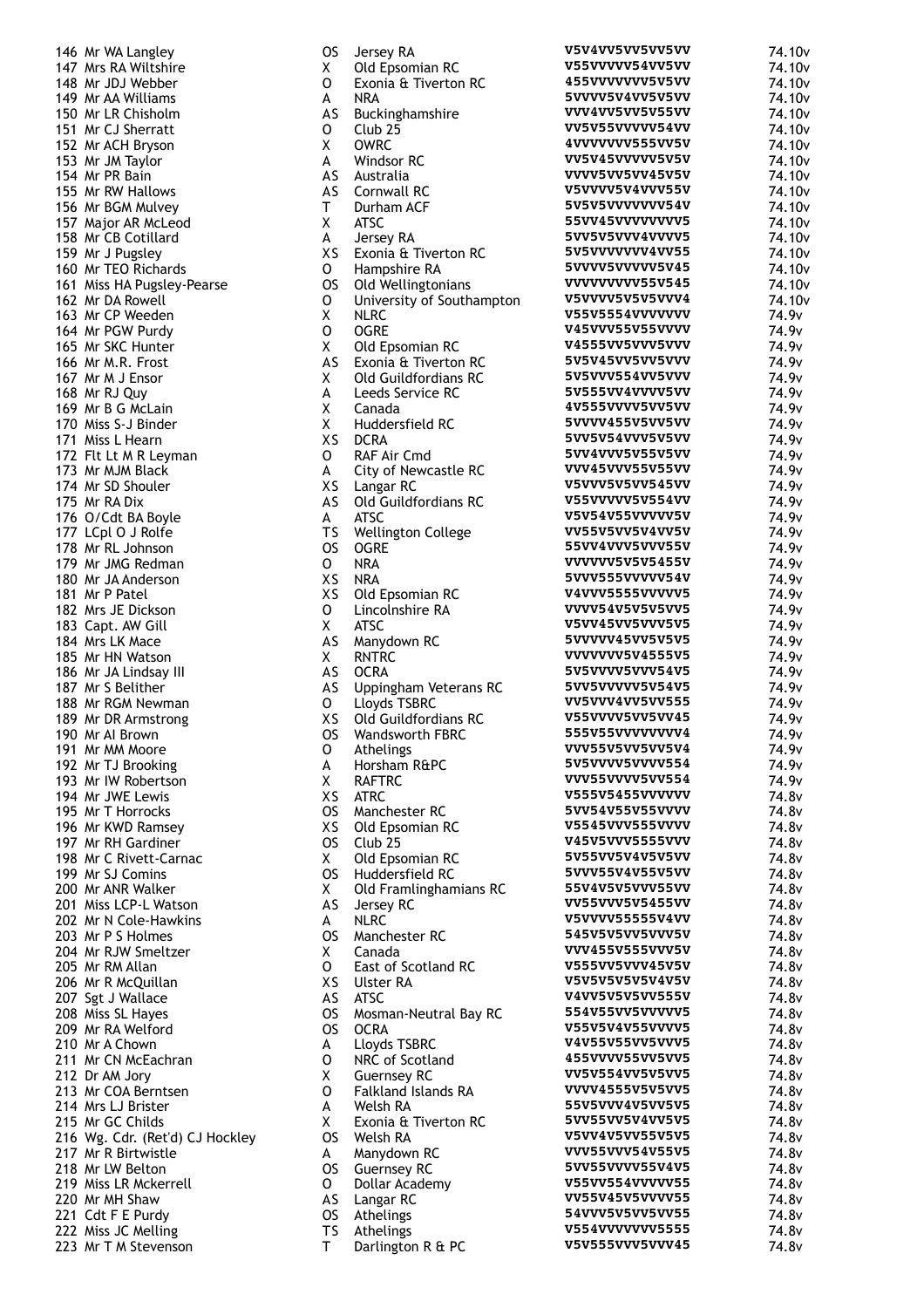| | | | | |
|---|---|---|---|---|
| 146 Mr WA Langley | OS | Jersey RA | V5V4VV5VV5VV5VV | 74.10v |
| 147 Mrs RA Wiltshire | X | Old Epsomian RC | V55VVVVV54VV5VV | 74.10v |
| 148 Mr JDJ Webber | O | Exonia & Tiverton RC | 455VVVVVVV5V5VV | 74.10v |
| 149 Mr AA Williams | A | NRA | 5VVVV5V4VV5V5VV | 74.10v |
| 150 Mr LR Chisholm | AS | Buckinghamshire | VVV4VV5VV5V55VV | 74.10v |
| 151 Mr CJ Sherratt | O | Club 25 | VV5V55VVVVV54VV | 74.10v |
| 152 Mr ACH Bryson | X | OWRC | 4VVVVVVV555VV5V | 74.10v |
| 153 Mr JM Taylor | A | Windsor RC | VV5V45VVVVV5V5V | 74.10v |
| 154 Mr PR Bain | AS | Australia | VVVV5VV5VV45V5V | 74.10v |
| 155 Mr RW Hallows | AS | Cornwall RC | V5VVVV5V4VVV55V | 74.10v |
| 156 Mr BGM Mulvey | T | Durham ACF | 5V5V5VVVVVVV54V | 74.10v |
| 157 Major AR McLeod | X | ATSC | 55VV45VVVVVVVV5 | 74.10v |
| 158 Mr CB Cotillard | A | Jersey RA | 5VV5V5VVV4VVVV5 | 74.10v |
| 159 Mr J Pugsley | XS | Exonia & Tiverton RC | 5V5VVVVVVV4VV55 | 74.10v |
| 160 Mr TEO Richards | O | Hampshire RA | 5VVVV5VVVVV5V45 | 74.10v |
| 161 Miss HA Pugsley-Pearse | OS | Old Wellingtonians | VVVVVVVVV55V545 | 74.10v |
| 162 Mr DA Rowell | O | University of Southampton | V5VVVV5V5V5VVV4 | 74.10v |
| 163 Mr CP Weeden | X | NLRC | V55V5554VVVVVVV | 74.9v |
| 164 Mr PGW Purdy | O | OGRE | V45VVV55V55VVVV | 74.9v |
| 165 Mr SKC Hunter | X | Old Epsomian RC | V4555VV5VVVV5VVV | 74.9v |
| 166 Mr M.R. Frost | AS | Exonia & Tiverton RC | 5V5V45VV5VV5VVV | 74.9v |
| 167 Mr M J Ensor | X | Old Guildfordians RC | 5V5VVV554VV5VVV | 74.9v |
| 168 Mr RJ Quy | A | Leeds Service RC | 5V555VV4VVVV5VV | 74.9v |
| 169 Mr B G McLain | X | Canada | 4V555VVVV5VV5VV | 74.9v |
| 170 Miss S-J Binder | X | Huddersfield RC | 5VVVV455V5VV5VV | 74.9v |
| 171 Miss L Hearn | XS | DCRA | 5VV5V54VVV5V5VV | 74.9v |
| 172 Flt Lt M R Leyman | O | RAF Air Cmd | 5VV4VVV5V55V5VV | 74.9v |
| 173 Mr MJM Black | A | City of Newcastle RC | VVV45VVV55V55VV | 74.9v |
| 174 Mr SD Shouler | XS | Langar RC | V5VVV5V5VV545VV | 74.9v |
| 175 Mr RA Dix | AS | Old Guildfordians RC | V55VVVVV5V554VV | 74.9v |
| 176 O/Cdt BA Boyle | A | ATSC | V5V54V55VVVVVV5V | 74.9v |
| 177 LCpl O J Rolfe | TS | Wellington College | VV55V5VV5V4VV5V | 74.9v |
| 178 Mr RL Johnson | OS | OGRE | 55VV4VVV5VVV55V | 74.9v |
| 179 Mr JMG Redman | O | NRA | VVVVVV5V5V5455V | 74.9v |
| 180 Mr JA Anderson | XS | NRA | 5VVV555VVVVV54V | 74.9v |
| 181 Mr P Patel | XS | Old Epsomian RC | V4VVV5555VVVVV5 | 74.9v |
| 182 Mrs JE Dickson | O | Lincolnshire RA | VVVV54V5V5V5VV5 | 74.9v |
| 183 Capt. AW Gill | X | ATSC | V5VV45VV5VVVV5V5 | 74.9v |
| 184 Mrs LK Mace | AS | Manydown RC | 5VVVVV45VV5V5V5 | 74.9v |
| 185 Mr HN Watson | X | RNTRC | VVVVVVV5V4555V5 | 74.9v |
| 186 Mr JA Lindsay III | AS | OCRA | 5V5VVVVV5VVV54V5 | 74.9v |
| 187 Mr S Belither | AS | Uppingham Veterans RC | 5VV5VVVVV5V54V5 | 74.9v |
| 188 Mr RGM Newman | O | Lloyds TSBRC | VV5VVV4VV5VV555 | 74.9v |
| 189 Mr DR Armstrong | XS | Old Guildfordians RC | V55VVVV5VV5VV45 | 74.9v |
| 190 Mr AI Brown | OS | Wandsworth FBRC | 555V55VVVVVVVV4 | 74.9v |
| 191 Mr MM Moore | O | Athelings | VVV55V5VV5VV5V4 | 74.9v |
| 192 Mr TJ Brooking | A | Horsham R&PC | 5V5VVVV5VVVV554 | 74.9v |
| 193 Mr IW Robertson | X | RAFTRC | VVV55VVVV5VV554 | 74.9v |
| 194 Mr JWE Lewis | XS | ATRC | V555V5455VVVVVV | 74.8v |
| 195 Mr T Horrocks | OS | Manchester RC | 5VV54V55V55VVVV | 74.8v |
| 196 Mr KWD Ramsey | XS | Old Epsomian RC | V5545VVV555VVVV | 74.8v |
| 197 Mr RH Gardiner | OS | Club 25 | V45V5VVV5555VVV | 74.8v |
| 198 Mr C Rivett-Carnac | X | Old Epsomian RC | 5V55VV5V4V5V5VV | 74.8v |
| 199 Mr SJ Comins | OS | Huddersfield RC | 5VVV55V4V55V5VV | 74.8v |
| 200 Mr ANR Walker | X | Old Framlinghamians RC | 55V4V5V5VVV55VV | 74.8v |
| 201 Miss LCP-L Watson | AS | Jersey RC | VV55VVV5V5455VV | 74.8v |
| 202 Mr N Cole-Hawkins | A | NLRC | V5VVVV55555V4VV | 74.8v |
| 203 Mr P S Holmes | OS | Manchester RC | 545V5V5VV5VVV5V | 74.8v |
| 204 Mr RJW Smeltzer | X | Canada | VVV455V555VVV5V | 74.8v |
| 205 Mr RM Allan | O | East of Scotland RC | V555VV5VVV45V5V | 74.8v |
| 206 Mr R McQuillan | XS | Ulster RA | V5V5V5V5V5V4V5V | 74.8v |
| 207 Sgt J Wallace | AS | ATSC | V4VV5V5V5VV555V | 74.8v |
| 208 Miss SL Hayes | OS | Mosman-Neutral Bay RC | 554V55VV5VVVVV5 | 74.8v |
| 209 Mr RA Welford | OS | OCRA | V55V5V4V55VVVV5 | 74.8v |
| 210 Mr A Chown | A | Lloyds TSBRC | V4V55V55VV5VVV5 | 74.8v |
| 211 Mr CN McEachran | O | NRC of Scotland | 455VVVV55VV5VV5 | 74.8v |
| 212 Dr AM Jory | X | Guernsey RC | VV5V554VV5V5VV5 | 74.8v |
| 213 Mr COA Berntsen | O | Falkland Islands RA | VVVV4555V5V5VV5 | 74.8v |
| 214 Mrs LJ Brister | A | Welsh RA | 55V5VVV4V5VV5V5 | 74.8v |
| 215 Mr GC Childs | X | Exonia & Tiverton RC | 5VV55VV5V4VV5V5 | 74.8v |
| 216 Wg. Cdr. (Ret'd) CJ Hockley | OS | Welsh RA | V5VV4V5VV55V5V5 | 74.8v |
| 217 Mr R Birtwistle | A | Manydown RC | VVV55VVV54V55V5 | 74.8v |
| 218 Mr LW Belton | OS | Guernsey RC | 5VV55VVVV55V4V5 | 74.8v |
| 219 Miss LR Mckerrell | O | Dollar Academy | V55VV554VVVVV55 | 74.8v |
| 220 Mr MH Shaw | AS | Langar RC | VV55V45V5VVVV55 | 74.8v |
| 221 Cdt F E Purdy | OS | Athelings | 54VVV5V5VV5VV55 | 74.8v |
| 222 Miss JC Melling | TS | Athelings | V554VVVVVVV5555 | 74.8v |
| 223 Mr T M Stevenson | T | Darlington R & PC | V5V555VVV5VVV45 | 74.8v |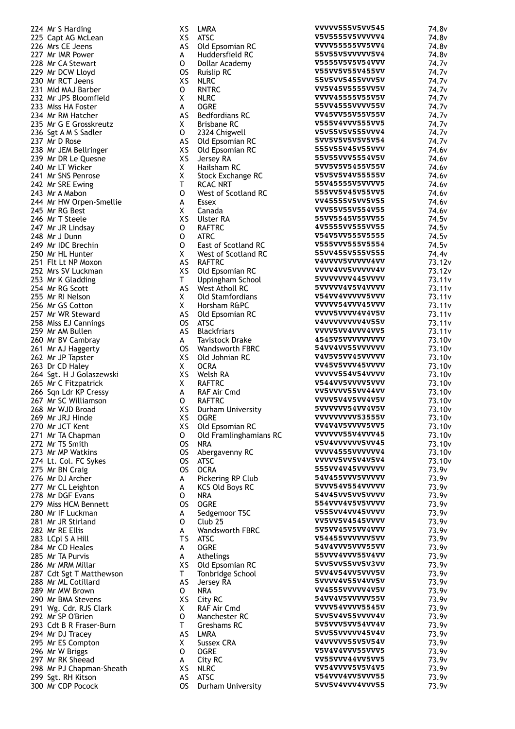| | | | | | |
|---|---|---|---|---|---|
| 224 | Mr S Harding | XS | LMRA | VVVVV555V5VV545 | 74.8v |
| 225 | Capt AG McLean | XS | ATSC | V5V5555V5VVVVV4 | 74.8v |
| 226 | Mrs CE Jeens | AS | Old Epsomian RC | VVVV55555VV5VV4 | 74.8v |
| 227 | Mr IMR Power | A | Huddersfield RC | 55V55V5VVVVV5V4 | 74.8v |
| 228 | Mr CA Stewart | O | Dollar Academy | V5555V5V5V54VVV | 74.7v |
| 229 | Mr DCW Lloyd | OS | Ruislip RC | V55VV5V55V455VV | 74.7v |
| 230 | Mr RCT Jeens | XS | NLRC | 55V5VV5455VVV5V | 74.7v |
| 231 | Mid MAJ Barber | O | RNTRC | VV5V45V5555VV5V | 74.7v |
| 232 | Mr JPS Bloomfield | X | NLRC | VVVV45555V55V5V | 74.7v |
| 233 | Miss HA Foster | A | OGRE | 55VV4555VVVV55V | 74.7v |
| 234 | Mr RM Hatcher | AS | Bedfordians RC | VV45VV55V55V55V | 74.7v |
| 235 | Mr G E Grosskreutz | X | Brisbane RC | V555V4VVV555VV5 | 74.7v |
| 236 | Sgt A M S Sadler | O | 2324 Chigwell | V5V55V5V555VVV4 | 74.7v |
| 237 | Mr D Rose | AS | Old Epsomian RC | 5VV5V5V5V5V5V54 | 74.7v |
| 238 | Mr JEM Bellringer | XS | Old Epsomian RC | 555V55V45V55VVV | 74.6v |
| 239 | Mr DR Le Quesne | XS | Jersey RA | 55V55VVV5554V5V | 74.6v |
| 240 | Mr LT Wicker | X | Hailsham RC | 5VV5V5V5455V55V | 74.6v |
| 241 | Mr SNS Penrose | X | Stock Exchange RC | V5V5V5V4V55555V | 74.6v |
| 242 | Mr SRE Ewing | T | RCAC NRT | 55V45555V5VVVV5 | 74.6v |
| 243 | Mr A Mabon | O | West of Scotland RC | 555VV5V45V55VV5 | 74.6v |
| 244 | Mr HW Orpen-Smellie | A | Essex | VV45555V5VV5V55 | 74.6v |
| 245 | Mr RG Best | X | Canada | VVV55V55V554V55 | 74.6v |
| 246 | Mr T Steele | XS | Ulster RA | 55VV5545V55VV55 | 74.5v |
| 247 | Mr JR Lindsay | O | RAFTRC | 4V5555VV555VV55 | 74.5v |
| 248 | Mr J Dunn | O | ATRC | V54V5VV555V5555 | 74.5v |
| 249 | Mr IDC Brechin | O | East of Scotland RC | V555VVV555V5554 | 74.5v |
| 250 | Mr HL Hunter | X | West of Scotland RC | 55VV455V555V555 | 74.4v |
| 251 | Flt Lt NP Moxon | AS | RAFTRC | V4VVVV5VVVVV4VV | 73.12v |
| 252 | Mrs SV Luckman | XS | Old Epsomian RC | VVVV4VV5VVVVV4V | 73.12v |
| 253 | Mr K Gladding | T | Uppingham School | 5VVVVVVV445VVVV | 73.11v |
| 254 | Mr RG Scott | AS | West Atholl RC | 5VVVVV4V5V4VVVV | 73.11v |
| 255 | Mr RI Nelson | X | Old Stamfordians | V54VV4VVVVV5VVV | 73.11v |
| 256 | Mr GS Cotton | X | Horsham R&PC | VVVVV54VVV45VVV | 73.11v |
| 257 | Mr WR Steward | AS | Old Epsomian RC | VVVV5VVVV4V4V5V | 73.11v |
| 258 | Miss EJ Cannings | OS | ATSC | V4VVVVVVVV4V55V | 73.11v |
| 259 | Mr AM Bullen | AS | Blackfriars | VVVV5VV4VVV4VV5 | 73.11v |
| 260 | Mr BV Cambray | A | Tavistock Drake | 4545V5VVVVVVVVV | 73.10v |
| 261 | Mr AJ Haggerty | OS | Wandsworth FBRC | 54VV4VV55VVVVVV | 73.10v |
| 262 | Mr JP Tapster | XS | Old Johnian RC | V4V5V5VV45VVVVV | 73.10v |
| 263 | Dr CD Haley | X | OCRA | VV45V5VVV45VVVV | 73.10v |
| 264 | Sgt. H J Golaszewski | XS | Welsh RA | VVVVV554V54VVVV | 73.10v |
| 265 | Mr C Fitzpatrick | X | RAFTRC | V544VV5VVVV5VVV | 73.10v |
| 266 | Sqn Ldr KP Cressy | A | RAF Air Cmd | VV5VVVV55VV44VV | 73.10v |
| 267 | Mr SC Williamson | O | RAFTRC | VVVV5V4V5VV4V5V | 73.10v |
| 268 | Mr WJD Broad | XS | Durham University | 5VVVVVV54VV4V5V | 73.10v |
| 269 | Mr JRJ Hinde | XS | OGRE | VVVVVVVVV53555V | 73.10v |
| 270 | Mr JCT Kent | XS | Old Epsomian RC | VV4V4V5VVVV5VV5 | 73.10v |
| 271 | Mr TA Chapman | O | Old Framlinghamians RC | VVVVVV55V4VVV45 | 73.10v |
| 272 | Mr TS Smith | OS | NRA | V5V4VVVVVV5VV45 | 73.10v |
| 273 | Mr MP Watkins | OS | Abergavenny RC | VVVV4555VVVVVV4 | 73.10v |
| 274 | Lt. Col. FC Sykes | OS | ATSC | VVVVV5VV5V4V5V4 | 73.10v |
| 275 | Mr BN Craig | OS | OCRA | 555VV4V45VVVVVV | 73.9v |
| 276 | Mr DJ Archer | A | Pickering RP Club | 54V455VVV5VVVVV | 73.9v |
| 277 | Mr CL Leighton | A | KCS Old Boys RC | 5VVV54V554VVVVV | 73.9v |
| 278 | Mr DGF Evans | O | NRA | 54V45VV5VV5VVVV | 73.9v |
| 279 | Miss HCM Bennett | OS | OGRE | 554VVV4V5V5VVVV | 73.9v |
| 280 | Mr IF Luckman | A | Sedgemoor TSC | V555VV4VV45VVVV | 73.9v |
| 281 | Mr JR Stirland | O | Club 25 | VV5VV5V4545VVVV | 73.9v |
| 282 | Mr RE Ellis | A | Wandsworth FBRC | 5V5VV45V5VV4VVV | 73.9v |
| 283 | LCpl S A Hill | TS | ATSC | V54455VVVVVV5VV | 73.9v |
| 284 | Mr CD Heales | A | OGRE | 54V4VVV5VVV55VV | 73.9v |
| 285 | Mr TA Purvis | A | Athelings | 55VVV4VVV55V4VV | 73.9v |
| 286 | Mr MRM Millar | XS | Old Epsomian RC | 5VV5VV55VV5V3VV | 73.9v |
| 287 | Cdt Sgt T Matthewson | T | Tonbridge School | 5VV4V54V5VVV5V | 73.9v |
| 288 | Mr ML Cotillard | AS | Jersey RA | 5VVVV4V55V4VV5V | 73.9v |
| 289 | Mr MW Brown | O | NRA | VV4555VVVVV4V5V | 73.9v |
| 290 | Mr BMA Stevens | XS | City RC | 54VV4V5VVVVV55V | 73.9v |
| 291 | Wg. Cdr. RJS Clark | X | RAF Air Cmd | VVVV54VVVV5545V | 73.9v |
| 292 | Mr SP O'Brien | O | Manchester RC | 5VV5V4V55VVVV4V | 73.9v |
| 293 | Cdt B R Fraser-Burn | T | Greshams RC | 5V5VVV5VV54VV4V | 73.9v |
| 294 | Mr DJ Tracey | AS | LMRA | 5VV55VVVVV45V4V | 73.9v |
| 295 | Mr ES Compton | X | Sussex CRA | V4VVVVV55V5V54V | 73.9v |
| 296 | Mr W Briggs | O | OGRE | V5V4V4VVV55VVV5 | 73.9v |
| 297 | Mr RK Sheead | A | City RC | VV55VVV44VV5VV5 | 73.9v |
| 298 | Mr PJ Chapman-Sheath | XS | NLRC | VV54VVVV5V5V4V5 | 73.9v |
| 299 | Sgt. RH Kitson | AS | ATSC | V54VVV4VV5VVV55 | 73.9v |
| 300 | Mr CDP Pocock | OS | Durham University | 5VV5V4VVV4VVV55 | 73.9v |